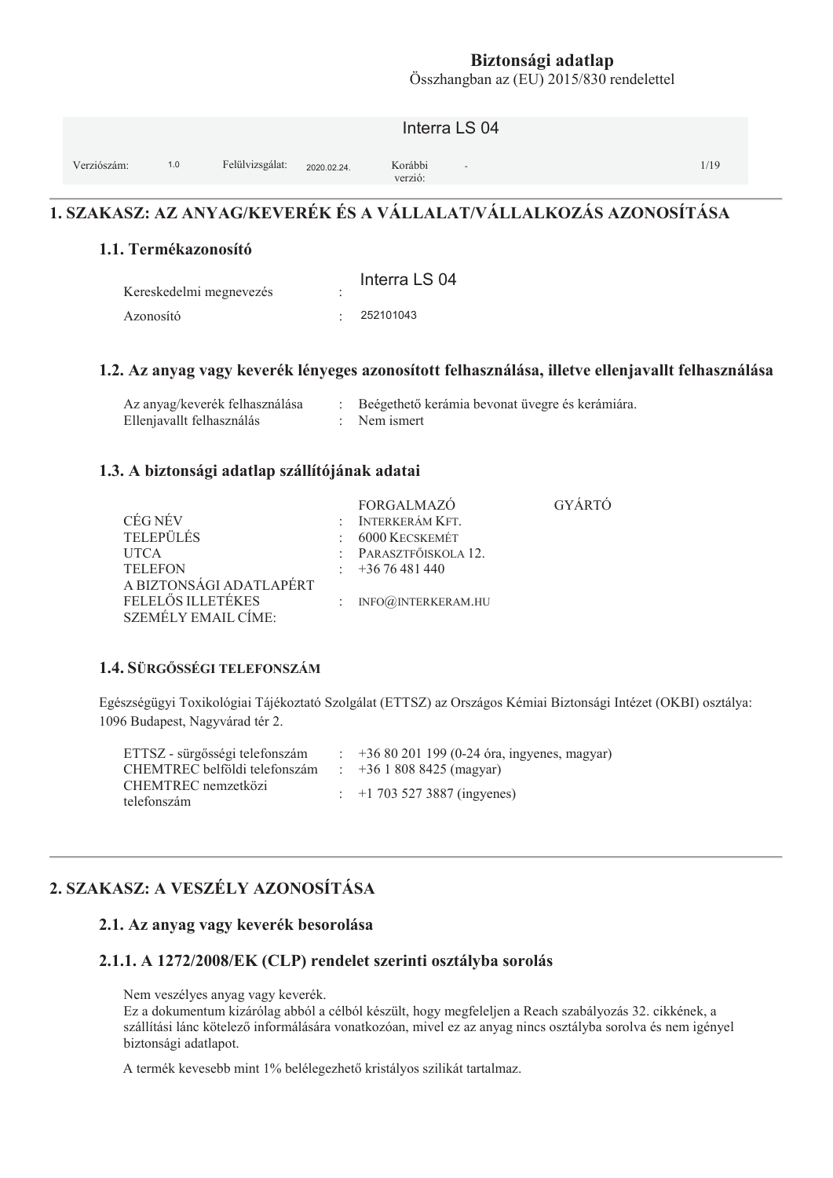**Biztonsági adatlap**
Összhangban az (EU) 2015/830 rendelettel

Interra LS 04

| Verziószám: | 1.0 | Felülvizsgálat: | 2020.02.24. | Korábbi verzió: | - |
|---|---|---|---|---|---|

# 1. SZAKASZ: AZ ANYAG/KEVERÉK ÉS A VÁLLALAT/VÁLLALKOZÁS AZONOSÍTÁSA

## 1.1. Termékazonosító

| | | |
|---|---|---|
| Kereskedelmi megnevezés | : | Interra LS 04 |
| Azonosító | : | 252101043 |

## 1.2. Az anyag vagy keverék lényeges azonosított felhasználása, illetve ellenjavallt felhasználása

| | | |
|---|---|---|
| Az anyag/keverék felhasználása | : | Beégethető kerámia bevonat üvegre és kerámiára. |
| Ellenjavallt felhasználás | : | Nem ismert |

## 1.3. A biztonsági adatlap szállítójának adatai

| | | FORGALMAZÓ | GYÁRTÓ |
|---|---|---|---|
| CÉG NÉV | : | INTERKERÁM KFT. | |
| TELEPÜLÉS | : | 6000 KECSKEMÉT | |
| UTCA | : | PARASZTFŐISKOLA 12. | |
| TELEFON | : | +36 76 481 440 | |
| A BIZTONSÁGI ADATLAPÉRT FELELŐS ILLETÉKES SZEMÉLY EMAIL CÍME: | : | INFO@INTERKERAM.HU | |

## 1.4. SÜRGŐSSÉGI TELEFONSZÁM

Egészségügyi Toxikológiai Tájékoztató Szolgálat (ETTSZ) az Országos Kémiai Biztonsági Intézet (OKBI) osztálya: 1096 Budapest, Nagyvárad tér 2.

| | | |
|---|---|---|
| ETTSZ - sürgősségi telefonszám | : | +36 80 201 199 (0-24 óra, ingyenes, magyar) |
| CHEMTREC belföldi telefonszám | : | +36 1 808 8425 (magyar) |
| CHEMTREC nemzetközi telefonszám | : | +1 703 527 3887 (ingyenes) |

# 2. SZAKASZ: A VESZÉLY AZONOSÍTÁSA

## 2.1. Az anyag vagy keverék besorolása

### 2.1.1. A 1272/2008/EK (CLP) rendelet szerinti osztályba sorolás

Nem veszélyes anyag vagy keverék.
Ez a dokumentum kizárólag abból a célból készült, hogy megfeleljen a Reach szabályozás 32. cikkének, a szállítási lánc kötelező informálására vonatkozóan, mivel ez az anyag nincs osztályba sorolva és nem igényel biztonsági adatlapot.

A termék kevesebb mint 1% belélegezhető kristályos szilikát tartalmaz.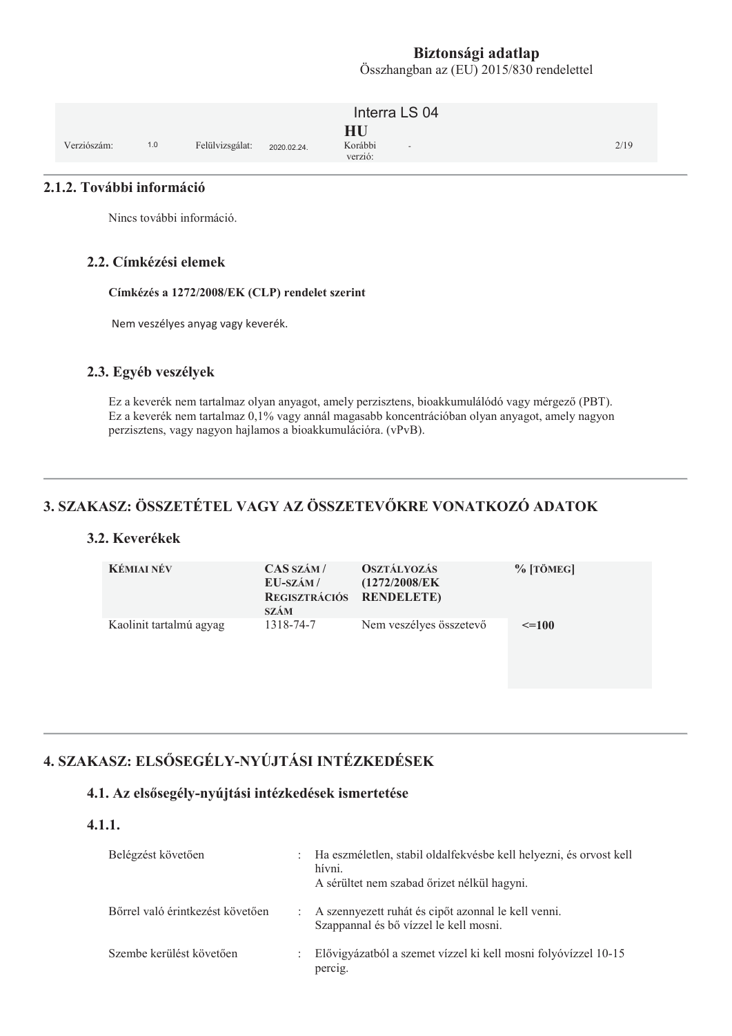### 2.1.2. További információ

Nincs további információ.

### 2.2. Címkézési elemek

**Címkézés a 1272/2008/EK (CLP) rendelet szerint**

Nem veszélyes anyag vagy keverék.

### 2.3. Egyéb veszélyek

Ez a keverék nem tartalmaz olyan anyagot, amely perzisztens, bioakkumulálódó vagy mérgező (PBT).
Ez a keverék nem tartalmaz 0,1% vagy annál magasabb koncentrációban olyan anyagot, amely nagyon perzisztens, vagy nagyon hajlamos a bioakkumulációra. (vPvB).

## 3. SZAKASZ: ÖSSZETÉTEL VAGY AZ ÖSSZETEVŐKRE VONATKOZÓ ADATOK

### 3.2. Keverékek

| KÉMIAI NÉV | CAS SZÁM / EU-SZÁM / REGISZTRÁCIÓS SZÁM | OSZTÁLYOZÁS (1272/2008/EK RENDELETE) | % [TÖMEG] |
|---|---|---|---|
| Kaolinit tartalmú agyag | 1318-74-7 | Nem veszélyes összetevő | <=100 |

## 4. SZAKASZ: ELSŐSEGÉLY-NYÚJTÁSI INTÉZKEDÉSEK

### 4.1. Az elsősegély-nyújtási intézkedések ismertetése

### 4.1.1.

| | |
|---|---|
| Belégzést követően | : Ha eszméletlen, stabil oldalfekvésbe kell helyezni, és orvost kell hívni. A sérültet nem szabad őrizet nélkül hagyni. |
| Bőrrel való érintkezést követően | : A szennyezett ruhát és cipőt azonnal le kell venni. Szappannal és bő vízzel le kell mosni. |
| Szembe kerülést követően | : Elővigyázatból a szemet vízzel ki kell mosni folyóvízzel 10-15 percig. |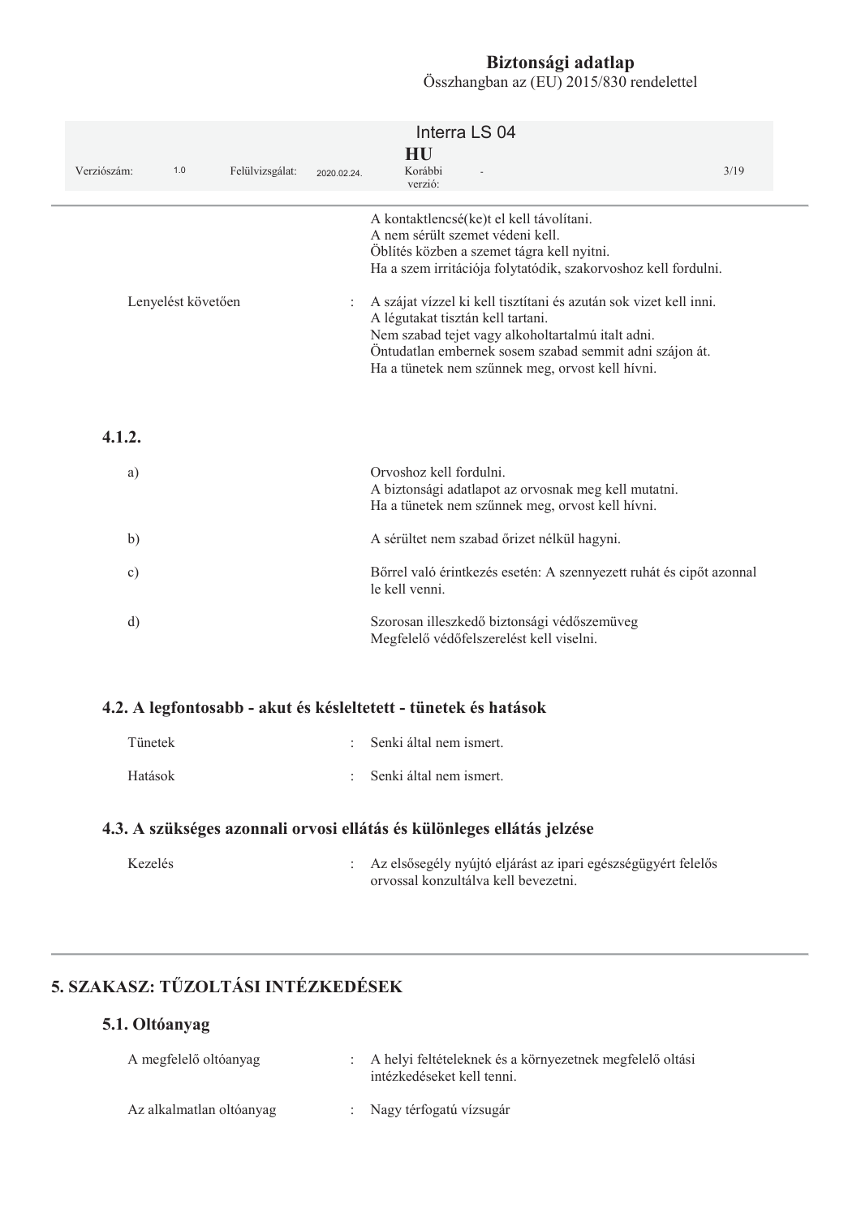| | | |
|---|---|---|
| | | A kontaktlencsé(ke)t el kell távolítani.<br>A nem sérült szemet védeni kell.<br>Öblítés közben a szemet tágra kell nyitni.<br>Ha a szem irritációja folytatódik, szakorvoshoz kell fordulni. |
| Lenyelést követően | : | A szájat vízzel ki kell tisztítani és azután sok vizet kell inni.<br>A légutakat tisztán kell tartani.<br>Nem szabad tejet vagy alkoholtartalmú italt adni.<br>Öntudatlan embernek sosem szabad semmit adni szájon át.<br>Ha a tünetek nem szűnnek meg, orvost kell hívni. |

### 4.1.2.

| | |
|---|---|
| a) | Orvoshoz kell fordulni.<br>A biztonsági adatlapot az orvosnak meg kell mutatni.<br>Ha a tünetek nem szűnnek meg, orvost kell hívni. |
| b) | A sérültet nem szabad őrizet nélkül hagyni. |
| c) | Bőrrel való érintkezés esetén: A szennyezett ruhát és cipőt azonnal le kell venni. |
| d) | Szorosan illeszkedő biztonsági védőszemüveg<br>Megfelelő védőfelszerelést kell viselni. |

### 4.2. A legfontosabb - akut és késleltetett - tünetek és hatások

| | | |
|---|---|---|
| Tünetek | : | Senki által nem ismert. |
| Hatások | : | Senki által nem ismert. |

### 4.3. A szükséges azonnali orvosi ellátás és különleges ellátás jelzése

| | | |
|---|---|---|
| Kezelés | : | Az elsősegély nyújtó eljárást az ipari egészségügyért felelős orvossal konzultálva kell bevezetni. |

## 5. SZAKASZ: TŰZOLTÁSI INTÉZKEDÉSEK

### 5.1. Oltóanyag

| | | |
|---|---|---|
| A megfelelő oltóanyag | : | A helyi feltételeknek és a környezetnek megfelelő oltási intézkedéseket kell tenni. |
| Az alkalmatlan oltóanyag | : | Nagy térfogatú vízsugár |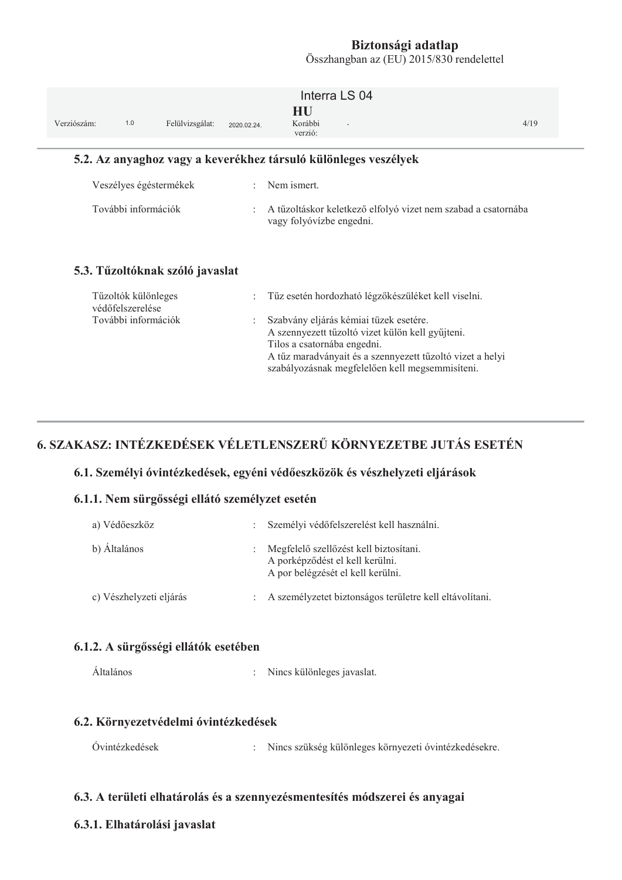### 5.2. Az anyaghoz vagy a keverékhez társuló különleges veszélyek

| | | |
|---|---|---|
| Veszélyes égéstermékek | : | Nem ismert. |
| További információk | : | A tűzoltáskor keletkező elfolyó vizet nem szabad a csatornába vagy folyóvízbe engedni. |

### 5.3. Tűzoltóknak szóló javaslat

| | | |
|---|---|---|
| Tűzoltók különleges védőfelszerelése | : | Tűz esetén hordozható légzőkészüléket kell viselni. |
| További információk | : | Szabvány eljárás kémiai tüzek esetére.<br>A szennyezett tűzoltó vizet külön kell gyűjteni.<br>Tilos a csatornába engedni.<br>A tűz maradványait és a szennyezett tűzoltó vizet a helyi szabályozásnak megfelelően kell megsemmisíteni. |

## 6. SZAKASZ: INTÉZKEDÉSEK VÉLETLENSZERŰ KÖRNYEZETBE JUTÁS ESETÉN

### 6.1. Személyi óvintézkedések, egyéni védőeszközök és vészhelyzeti eljárások

### 6.1.1. Nem sürgősségi ellátó személyzet esetén

| | | |
|---|---|---|
| a) Védőeszköz | : | Személyi védőfelszerelést kell használni. |
| b) Általános | : | Megfelelő szellőzést kell biztosítani.<br>A porképződést el kell kerülni.<br>A por belégzését el kell kerülni. |
| c) Vészhelyzeti eljárás | : | A személyzetet biztonságos területre kell eltávolítani. |

### 6.1.2. A sürgősségi ellátók esetében

| | | |
|---|---|---|
| Általános | : | Nincs különleges javaslat. |

### 6.2. Környezetvédelmi óvintézkedések

| | | |
|---|---|---|
| Óvintézkedések | : | Nincs szükség különleges környezeti óvintézkedésekre. |

### 6.3. A területi elhatárolás és a szennyezésmentesítés módszerei és anyagai

### 6.3.1. Elhatárolási javaslat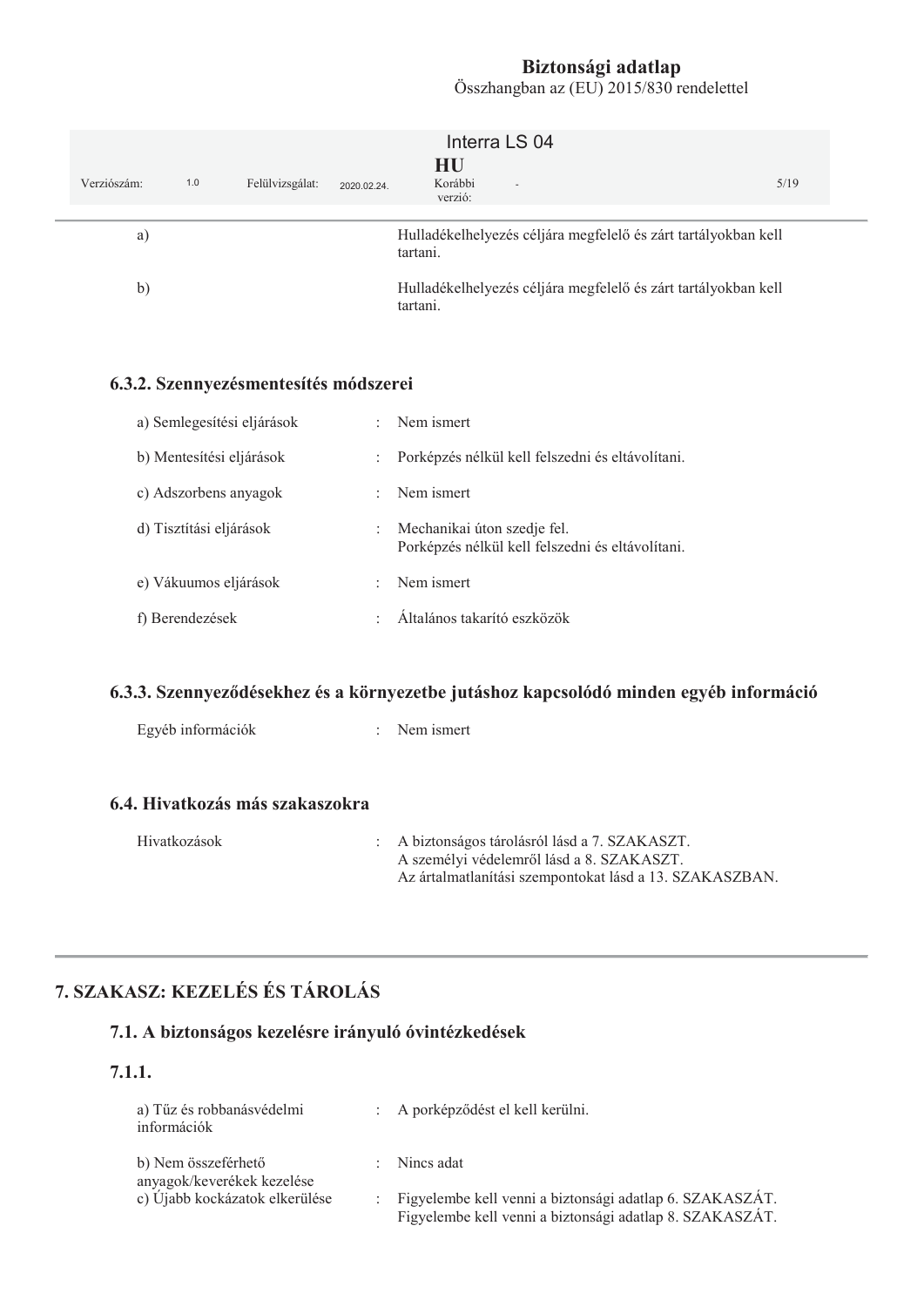| | |
|---|---|
| a) | Hulladékelhelyezés céljára megfelelő és zárt tartályokban kell tartani. |
| b) | Hulladékelhelyezés céljára megfelelő és zárt tartályokban kell tartani. |

### 6.3.2. Szennyezésmentesítés módszerei

| | | |
|---|---|---|
| a) Semlegesítési eljárások | : | Nem ismert |
| b) Mentesítési eljárások | : | Porképzés nélkül kell felszedni és eltávolítani. |
| c) Adszorbens anyagok | : | Nem ismert |
| d) Tisztítási eljárások | : | Mechanikai úton szedje fel.<br>Porképzés nélkül kell felszedni és eltávolítani. |
| e) Vákuumos eljárások | : | Nem ismert |
| f) Berendezések | : | Általános takarító eszközök |

### 6.3.3. Szennyeződésekhez és a környezetbe jutáshoz kapcsolódó minden egyéb információ

| | | |
|---|---|---|
| Egyéb információk | : | Nem ismert |

### 6.4. Hivatkozás más szakaszokra

| | | |
|---|---|---|
| Hivatkozások | : | A biztonságos tárolásról lásd a 7. SZAKASZT.<br>A személyi védelemről lásd a 8. SZAKASZT.<br>Az ártalmatlanítási szempontokat lásd a 13. SZAKASZBAN. |

## 7. SZAKASZ: KEZELÉS ÉS TÁROLÁS

### 7.1. A biztonságos kezelésre irányuló óvintézkedések

### 7.1.1.

| | | |
|---|---|---|
| a) Tűz és robbanásvédelmi információk | : | A porképződést el kell kerülni. |
| b) Nem összeférhető anyagok/keverékek kezelése | : | Nincs adat |
| c) Újabb kockázatok elkerülése | : | Figyelembe kell venni a biztonsági adatlap 6. SZAKASZÁT.<br>Figyelembe kell venni a biztonsági adatlap 8. SZAKASZÁT. |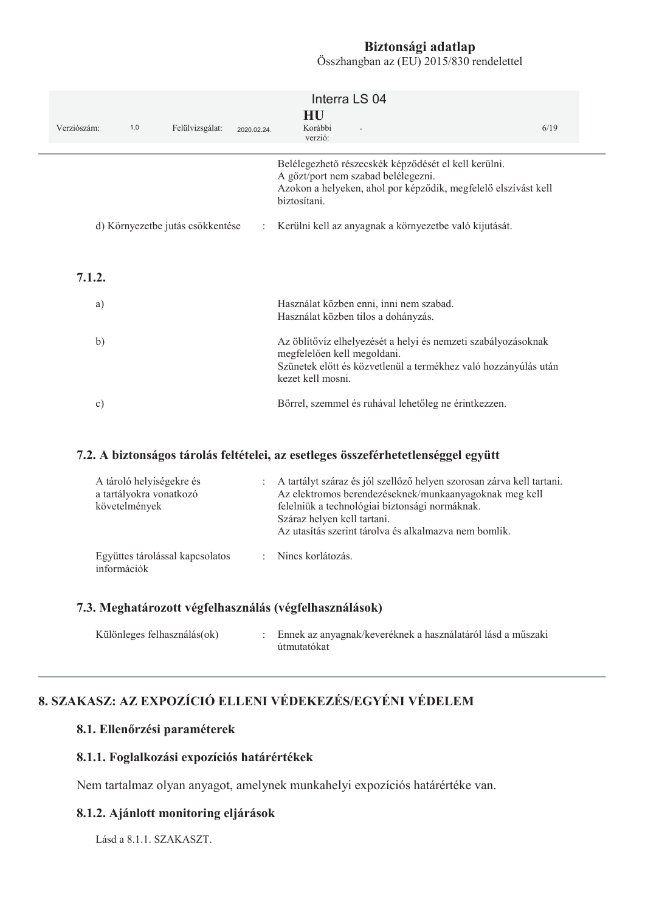Belélegezhető részecskék képződését el kell kerülni.
A gőzt/port nem szabad belélegezni.
Azokon a helyeken, ahol por képződik, megfelelő elszívást kell biztosítani.

| | | |
|---|---|---|
| d) Környezetbe jutás csökkentése | : | Kerülni kell az anyagnak a környezetbe való kijutását. |

### 7.1.2.

| | |
|---|---|
| a) | Használat közben enni, inni nem szabad.<br>Használat közben tilos a dohányzás. |
| b) | Az öblítővíz elhelyezését a helyi és nemzeti szabályozásoknak megfelelően kell megoldani.<br>Szünetek előtt és közvetlenül a termékhez való hozzányúlás után kezet kell mosni. |
| c) | Bőrrel, szemmel és ruhával lehetőleg ne érintkezzen. |

### 7.2. A biztonságos tárolás feltételei, az esetleges összeférhetetlenséggel együtt

| | | |
|---|---|---|
| A tároló helyiségekre és a tartályokra vonatkozó követelmények | : | A tartályt száraz és jól szellőző helyen szorosan zárva kell tartani.<br>Az elektromos berendezéseknek/munkaanyagoknak meg kell felelniük a technológiai biztonsági normáknak.<br>Száraz helyen kell tartani.<br>Az utasítás szerint tárolva és alkalmazva nem bomlik. |
| Együttes tárolással kapcsolatos információk | : | Nincs korlátozás. |

### 7.3. Meghatározott végfelhasználás (végfelhasználások)

| | | |
|---|---|---|
| Különleges felhasználás(ok) | : | Ennek az anyagnak/keveréknek a használatáról lásd a műszaki útmutatókat |

## 8. SZAKASZ: AZ EXPOZÍCIÓ ELLENI VÉDEKEZÉS/EGYÉNI VÉDELEM

### 8.1. Ellenőrzési paraméterek

### 8.1.1. Foglalkozási expozíciós határértékek

Nem tartalmaz olyan anyagot, amelynek munkahelyi expozíciós határértéke van.

### 8.1.2. Ajánlott monitoring eljárások

Lásd a 8.1.1. SZAKASZT.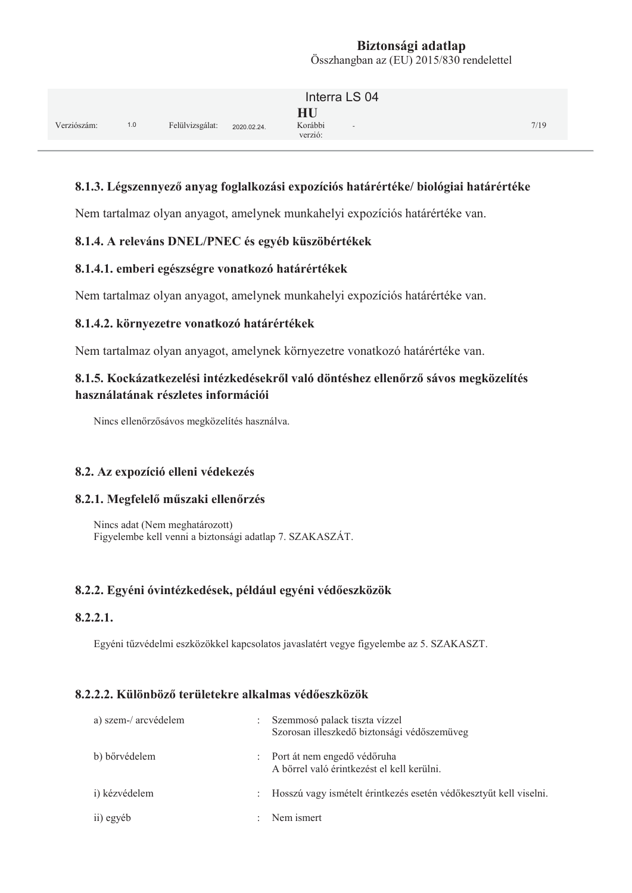### 8.1.3. Légszennyező anyag foglalkozási expozíciós határértéke/ biológiai határértéke

Nem tartalmaz olyan anyagot, amelynek munkahelyi expozíciós határértéke van.

### 8.1.4. A releváns DNEL/PNEC és egyéb küszöbértékek

#### 8.1.4.1. emberi egészségre vonatkozó határértékek

Nem tartalmaz olyan anyagot, amelynek munkahelyi expozíciós határértéke van.

#### 8.1.4.2. környezetre vonatkozó határértékek

Nem tartalmaz olyan anyagot, amelynek környezetre vonatkozó határértéke van.

### 8.1.5. Kockázatkezelési intézkedésekről való döntéshez ellenőrző sávos megközelítés használatának részletes információi

Nincs ellenőrzősávos megközelítés használva.

## 8.2. Az expozíció elleni védekezés

### 8.2.1. Megfelelő műszaki ellenőrzés

Nincs adat (Nem meghatározott)
Figyelembe kell venni a biztonsági adatlap 7. SZAKASZÁT.

### 8.2.2. Egyéni óvintézkedések, például egyéni védőeszközök

#### 8.2.2.1.

Egyéni tűzvédelmi eszközökkel kapcsolatos javaslatért vegye figyelembe az 5. SZAKASZT.

#### 8.2.2.2. Különböző területekre alkalmas védőeszközök

| | | |
|---|---|---|
| a) szem-/ arcvédelem | : | Szemmosó palack tiszta vízzel<br>Szorosan illeszkedő biztonsági védőszemüveg |
| b) bőrvédelem | : | Port át nem engedő védőruha<br>A bőrrel való érintkezést el kell kerülni. |
| i) kézvédelem | : | Hosszú vagy ismételt érintkezés esetén védőkesztyűt kell viselni. |
| ii) egyéb | : | Nem ismert |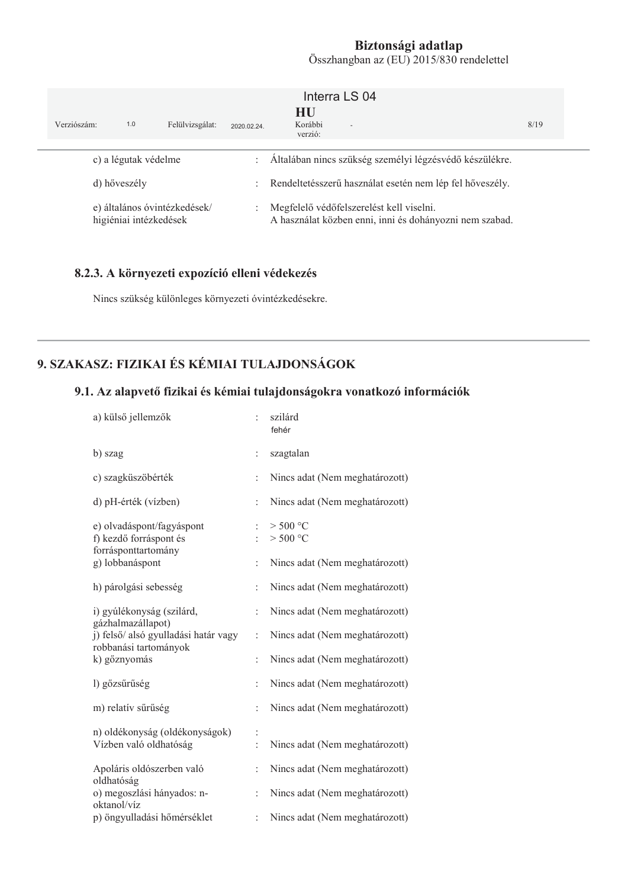| | | |
|---|---|---|
| c) a légutak védelme | : | Általában nincs szükség személyi légzésvédő készülékre. |
| d) hőveszély | : | Rendeltetésszerű használat esetén nem lép fel hőveszély. |
| e) általános óvintézkedések/ higiéniai intézkedések | : | Megfelelő védőfelszerelést kell viselni. A használat közben enni, inni és dohányozni nem szabad. |

### 8.2.3. A környezeti expozíció elleni védekezés

Nincs szükség különleges környezeti óvintézkedésekre.

## 9. SZAKASZ: FIZIKAI ÉS KÉMIAI TULAJDONSÁGOK

### 9.1. Az alapvető fizikai és kémiai tulajdonságokra vonatkozó információk

| | | |
|---|---|---|
| a) külső jellemzők | : | szilárd<br>fehér |
| b) szag | : | szagtalan |
| c) szagküszöbérték | : | Nincs adat (Nem meghatározott) |
| d) pH-érték (vízben) | : | Nincs adat (Nem meghatározott) |
| e) olvadáspont/fagyáspont | : | > 500 °C |
| f) kezdő forráspont és forrásponttartomány | : | > 500 °C |
| g) lobbanáspont | : | Nincs adat (Nem meghatározott) |
| h) párolgási sebesség | : | Nincs adat (Nem meghatározott) |
| i) gyúlékonyság (szilárd, gázhalmazállapot) | : | Nincs adat (Nem meghatározott) |
| j) felső/ alsó gyulladási határ vagy robbanási tartományok | : | Nincs adat (Nem meghatározott) |
| k) gőznyomás | : | Nincs adat (Nem meghatározott) |
| l) gőzsűrűség | : | Nincs adat (Nem meghatározott) |
| m) relatív sűrűség | : | Nincs adat (Nem meghatározott) |
| n) oldékonyság (oldékonyságok) | : | |
| Vízben való oldhatóság | : | Nincs adat (Nem meghatározott) |
| Apoláris oldószerben való oldhatóság | : | Nincs adat (Nem meghatározott) |
| o) megoszlási hányados: n-oktanol/víz | : | Nincs adat (Nem meghatározott) |
| p) öngyulladási hőmérséklet | : | Nincs adat (Nem meghatározott) |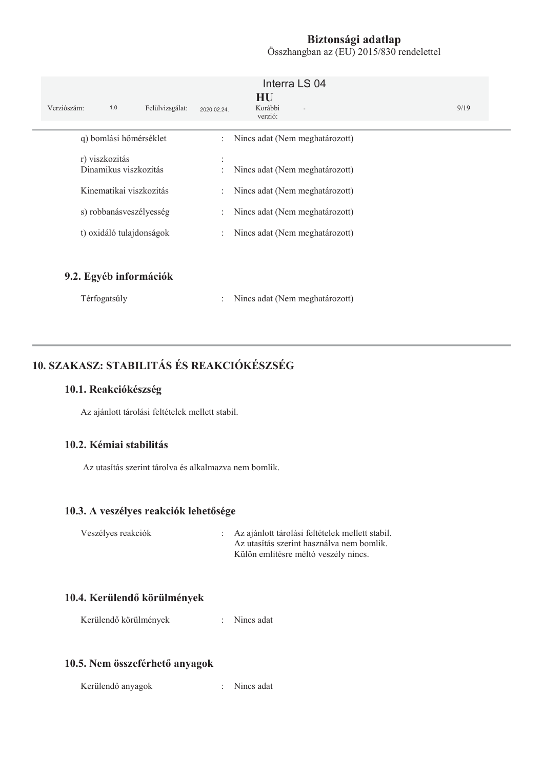| | | |
|---|---|---|
| q) bomlási hőmérséklet | : | Nincs adat (Nem meghatározott) |
| r) viszkozitás | : | |
| Dinamikus viszkozitás | : | Nincs adat (Nem meghatározott) |
| Kinematikai viszkozitás | : | Nincs adat (Nem meghatározott) |
| s) robbanásveszélyesség | : | Nincs adat (Nem meghatározott) |
| t) oxidáló tulajdonságok | : | Nincs adat (Nem meghatározott) |

### 9.2. Egyéb információk

| | | |
|---|---|---|
| Térfogatsúly | : | Nincs adat (Nem meghatározott) |

## 10. SZAKASZ: STABILITÁS ÉS REAKCIÓKÉSZSÉG

### 10.1. Reakciókészség

Az ajánlott tárolási feltételek mellett stabil.

### 10.2. Kémiai stabilitás

Az utasítás szerint tárolva és alkalmazva nem bomlik.

### 10.3. A veszélyes reakciók lehetősége

Veszélyes reakciók : Az ajánlott tárolási feltételek mellett stabil.
Az utasítás szerint használva nem bomlik.
Külön említésre méltó veszély nincs.

### 10.4. Kerülendő körülmények

Kerülendő körülmények : Nincs adat

### 10.5. Nem összeférhető anyagok

Kerülendő anyagok : Nincs adat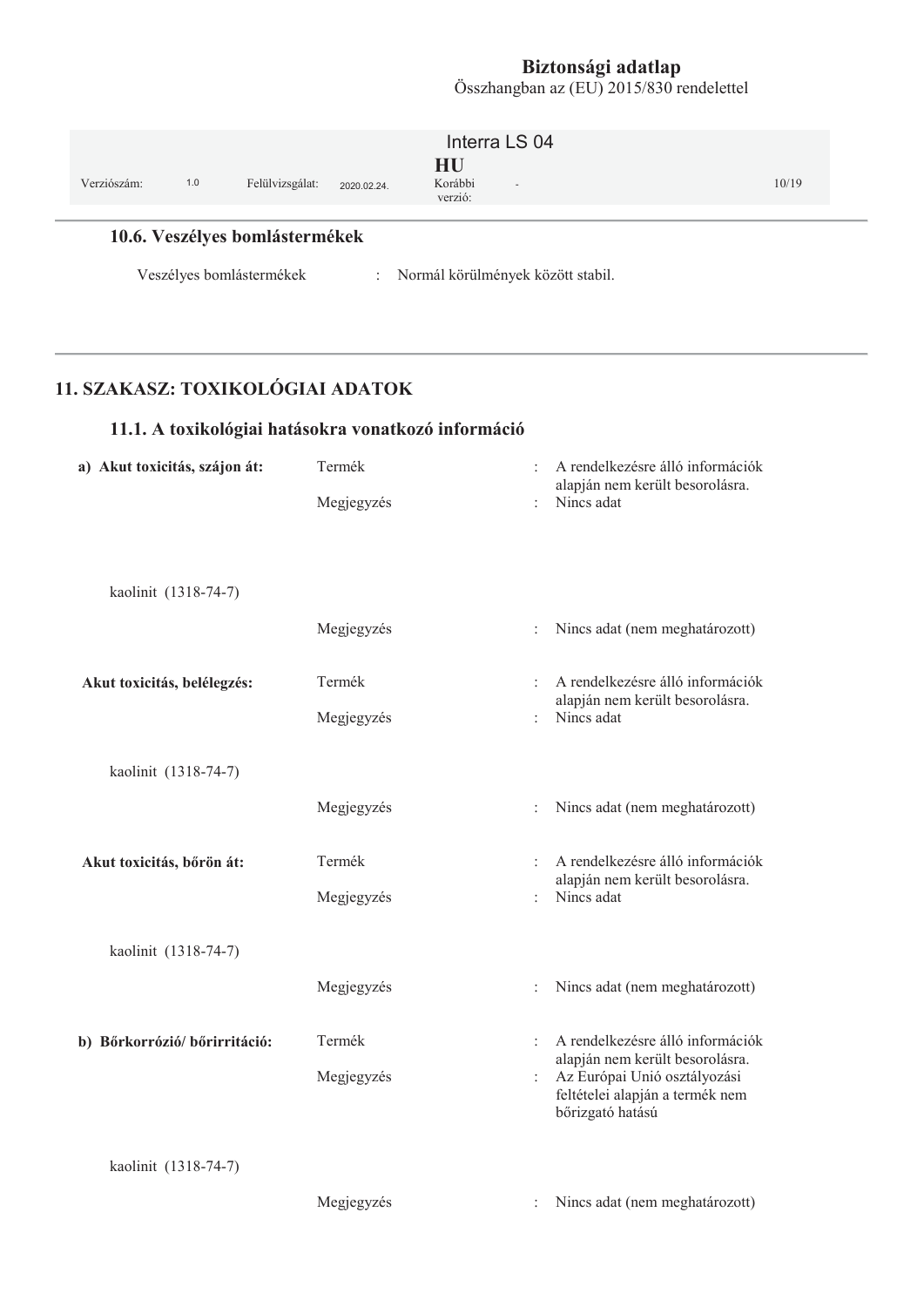### 10.6. Veszélyes bomlástermékek

Veszélyes bomlástermékek : Normál körülmények között stabil.

## 11. SZAKASZ: TOXIKOLÓGIAI ADATOK

### 11.1. A toxikológiai hatásokra vonatkozó információ

**a) Akut toxicitás, szájon át:**

| | | |
|---|---|---|
| Termék | : | A rendelkezésre álló információk alapján nem került besorolásra. |
| Megjegyzés | : | Nincs adat |

kaolinit (1318-74-7)

| | | |
|---|---|---|
| Megjegyzés | : | Nincs adat (nem meghatározott) |

**Akut toxicitás, belélegzés:**

| | | |
|---|---|---|
| Termék | : | A rendelkezésre álló információk alapján nem került besorolásra. |
| Megjegyzés | : | Nincs adat |

kaolinit (1318-74-7)

| | | |
|---|---|---|
| Megjegyzés | : | Nincs adat (nem meghatározott) |

**Akut toxicitás, bőrön át:**

| | | |
|---|---|---|
| Termék | : | A rendelkezésre álló információk alapján nem került besorolásra. |
| Megjegyzés | : | Nincs adat |

kaolinit (1318-74-7)

| | | |
|---|---|---|
| Megjegyzés | : | Nincs adat (nem meghatározott) |

**b) Bőrkorrózió/ bőrirritáció:**

| | | |
|---|---|---|
| Termék | : | A rendelkezésre álló információk alapján nem került besorolásra. |
| Megjegyzés | : | Az Európai Unió osztályozási feltételei alapján a termék nem bőrizgató hatású |

kaolinit (1318-74-7)

| | | |
|---|---|---|
| Megjegyzés | : | Nincs adat (nem meghatározott) |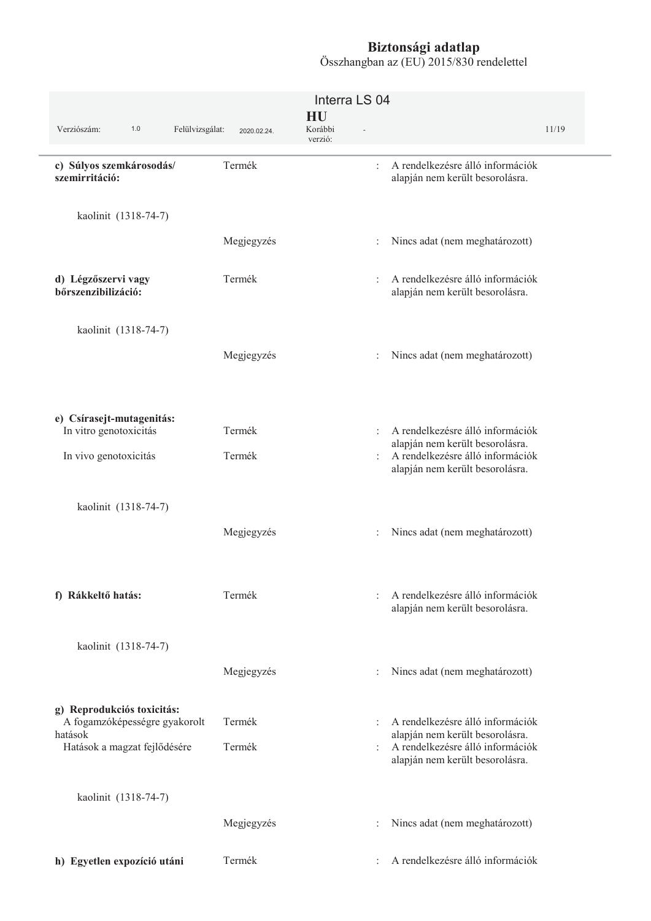**c) Súlyos szemkárosodás/ szemirritáció:**

| | | |
|---|---|---|
| | Termék | : A rendelkezésre álló információk alapján nem került besorolásra. |
| kaolinit (1318-74-7) | | |
| | Megjegyzés | : Nincs adat (nem meghatározott) |

**d) Légzőszervi vagy bőrszenzibilizáció:**

| | | |
|---|---|---|
| | Termék | : A rendelkezésre álló információk alapján nem került besorolásra. |
| kaolinit (1318-74-7) | | |
| | Megjegyzés | : Nincs adat (nem meghatározott) |

**e) Csírasejt-mutagenitás:**

| | | |
|---|---|---|
| In vitro genotoxicitás | Termék | : A rendelkezésre álló információk alapján nem került besorolásra. |
| In vivo genotoxicitás | Termék | : A rendelkezésre álló információk alapján nem került besorolásra. |
| kaolinit (1318-74-7) | | |
| | Megjegyzés | : Nincs adat (nem meghatározott) |

**f) Rákkeltő hatás:**

| | | |
|---|---|---|
| | Termék | : A rendelkezésre álló információk alapján nem került besorolásra. |
| kaolinit (1318-74-7) | | |
| | Megjegyzés | : Nincs adat (nem meghatározott) |

**g) Reprodukciós toxicitás:**

| | | |
|---|---|---|
| A fogamzóképességre gyakorolt hatások | Termék | : A rendelkezésre álló információk alapján nem került besorolásra. |
| Hatások a magzat fejlődésére | Termék | : A rendelkezésre álló információk alapján nem került besorolásra. |
| kaolinit (1318-74-7) | | |
| | Megjegyzés | : Nincs adat (nem meghatározott) |

**h) Egyetlen expozíció utáni**

| | | |
|---|---|---|
| | Termék | : A rendelkezésre álló információk |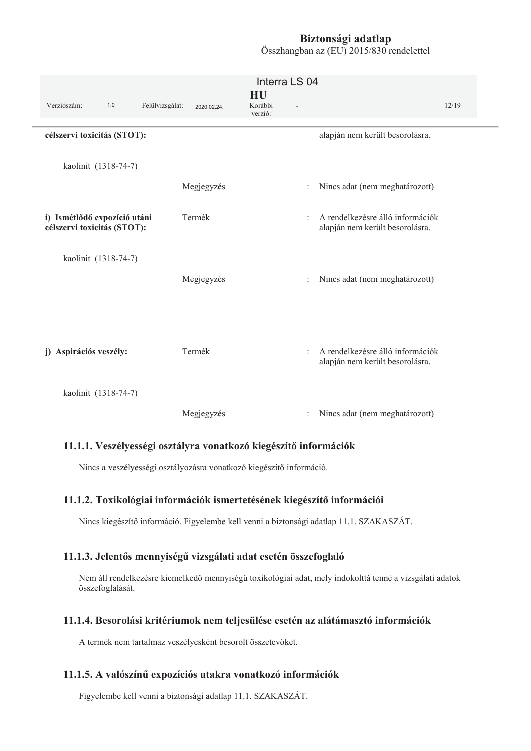**célszervi toxicitás (STOT):** alapján nem került besorolásra.

kaolinit (1318-74-7)

| | | |
|---|---|---|
| | Megjegyzés | : Nincs adat (nem meghatározott) |
| **i) Ismétlődő expozíció utáni célszervi toxicitás (STOT):** | Termék | : A rendelkezésre álló információk alapján nem került besorolásra. |
| kaolinit (1318-74-7) | | |
| | Megjegyzés | : Nincs adat (nem meghatározott) |
| **j) Aspirációs veszély:** | Termék | : A rendelkezésre álló információk alapján nem került besorolásra. |
| kaolinit (1318-74-7) | | |
| | Megjegyzés | : Nincs adat (nem meghatározott) |

### 11.1.1. Veszélyességi osztályra vonatkozó kiegészítő információk

Nincs a veszélyességi osztályozásra vonatkozó kiegészítő információ.

### 11.1.2. Toxikológiai információk ismertetésének kiegészítő információi

Nincs kiegészítő információ. Figyelembe kell venni a biztonsági adatlap 11.1. SZAKASZÁT.

### 11.1.3. Jelentős mennyiségű vizsgálati adat esetén összefoglaló

Nem áll rendelkezésre kiemelkedő mennyiségű toxikológiai adat, mely indokolttá tenné a vizsgálati adatok összefoglalását.

### 11.1.4. Besorolási kritériumok nem teljesülése esetén az alátámasztó információk

A termék nem tartalmaz veszélyesként besorolt összetevőket.

### 11.1.5. A valószínű expozíciós utakra vonatkozó információk

Figyelembe kell venni a biztonsági adatlap 11.1. SZAKASZÁT.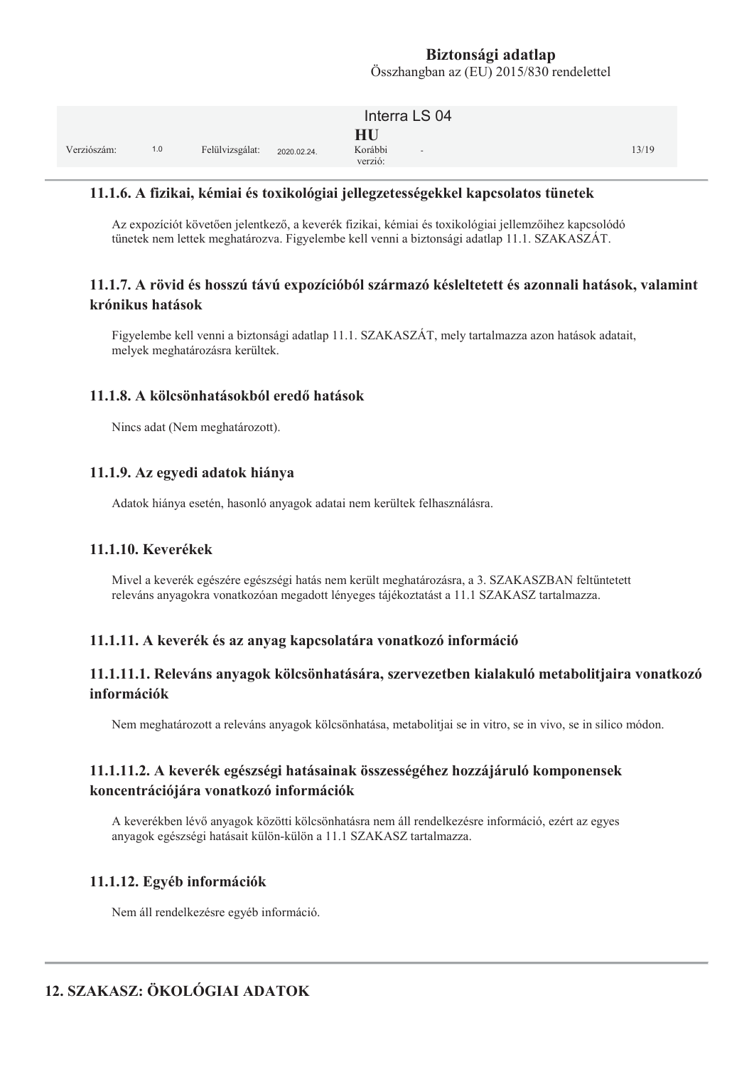### 11.1.6. A fizikai, kémiai és toxikológiai jellegzetességekkel kapcsolatos tünetek

Az expozíciót követően jelentkező, a keverék fizikai, kémiai és toxikológiai jellemzőihez kapcsolódó tünetek nem lettek meghatározva. Figyelembe kell venni a biztonsági adatlap 11.1. SZAKASZÁT.

### 11.1.7. A rövid és hosszú távú expozícióból származó késleltetett és azonnali hatások, valamint krónikus hatások

Figyelembe kell venni a biztonsági adatlap 11.1. SZAKASZÁT, mely tartalmazza azon hatások adatait, melyek meghatározásra kerültek.

### 11.1.8. A kölcsönhatásokból eredő hatások

Nincs adat (Nem meghatározott).

### 11.1.9. Az egyedi adatok hiánya

Adatok hiánya esetén, hasonló anyagok adatai nem kerültek felhasználásra.

### 11.1.10. Keverékek

Mivel a keverék egészére egészségi hatás nem került meghatározásra, a 3. SZAKASZBAN feltűntetett releváns anyagokra vonatkozóan megadott lényeges tájékoztatást a 11.1 SZAKASZ tartalmazza.

### 11.1.11. A keverék és az anyag kapcsolatára vonatkozó információ

#### 11.1.11.1. Releváns anyagok kölcsönhatására, szervezetben kialakuló metabolitjaira vonatkozó információk

Nem meghatározott a releváns anyagok kölcsönhatása, metabolitjai se in vitro, se in vivo, se in silico módon.

#### 11.1.11.2. A keverék egészségi hatásainak összességéhez hozzájáruló komponensek koncentrációjára vonatkozó információk

A keverékben lévő anyagok közötti kölcsönhatásra nem áll rendelkezésre információ, ezért az egyes anyagok egészségi hatásait külön-külön a 11.1 SZAKASZ tartalmazza.

### 11.1.12. Egyéb információk

Nem áll rendelkezésre egyéb információ.

## 12. SZAKASZ: ÖKOLÓGIAI ADATOK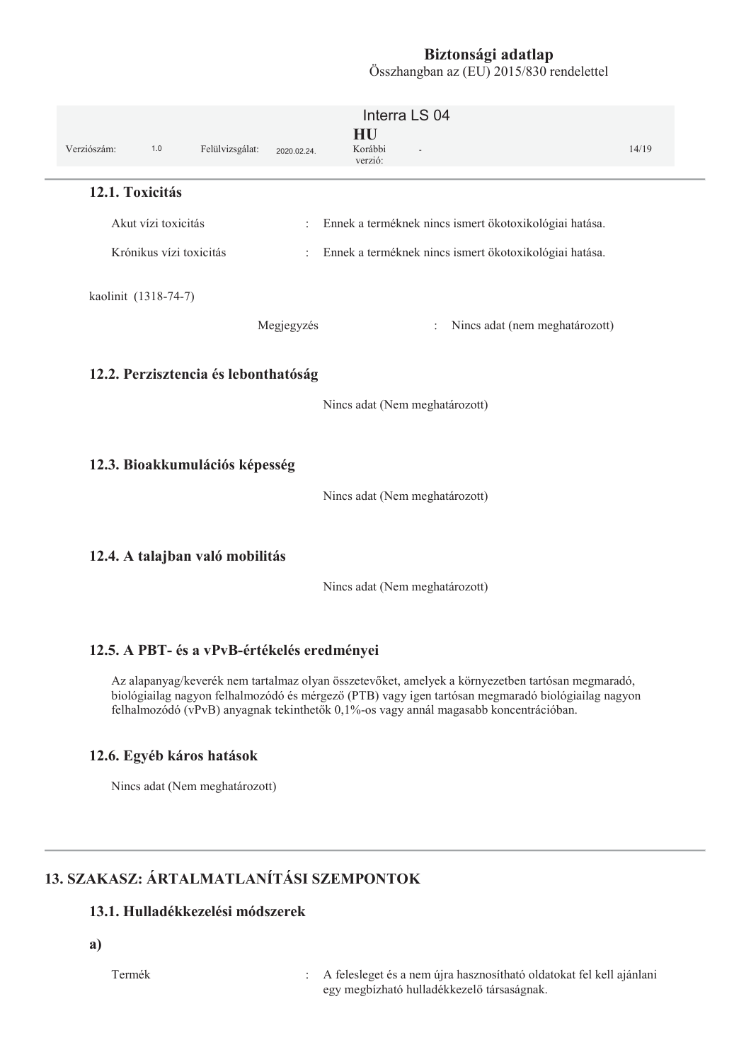### 12.1. Toxicitás

Akut vízi toxicitás : Ennek a terméknek nincs ismert ökotoxikológiai hatása.

Krónikus vízi toxicitás : Ennek a terméknek nincs ismert ökotoxikológiai hatása.

kaolinit (1318-74-7)

Megjegyzés : Nincs adat (nem meghatározott)

### 12.2. Perzisztencia és lebonthatóság

Nincs adat (Nem meghatározott)

### 12.3. Bioakkumulációs képesség

Nincs adat (Nem meghatározott)

### 12.4. A talajban való mobilitás

Nincs adat (Nem meghatározott)

### 12.5. A PBT- és a vPvB-értékelés eredményei

Az alapanyag/keverék nem tartalmaz olyan összetevőket, amelyek a környezetben tartósan megmaradó, biológiailag nagyon felhalmozódó és mérgező (PTB) vagy igen tartósan megmaradó biológiailag nagyon felhalmozódó (vPvB) anyagnak tekinthetők 0,1%-os vagy annál magasabb koncentrációban.

### 12.6. Egyéb káros hatások

Nincs adat (Nem meghatározott)

## 13. SZAKASZ: ÁRTALMATLANÍTÁSI SZEMPONTOK

### 13.1. Hulladékkezelési módszerek

**a)**

Termék : A felesleget és a nem újra hasznosítható oldatokat fel kell ajánlani egy megbízható hulladékkezelő társaságnak.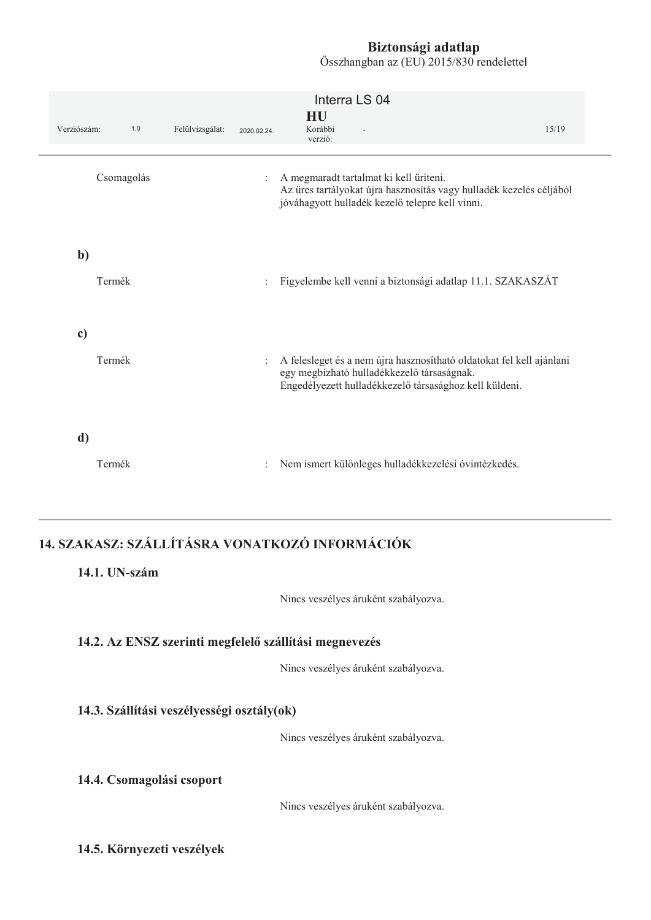Csomagolás : A megmaradt tartalmat ki kell üríteni.
Az üres tartályokat újra hasznosítás vagy hulladék kezelés céljából jóváhagyott hulladék kezelő telepre kell vinni.

**b)**

Termék : Figyelembe kell venni a biztonsági adatlap 11.1. SZAKASZÁT

**c)**

Termék : A felesleget és a nem újra hasznosítható oldatokat fel kell ajánlani egy megbízható hulladékkezelő társaságnak.
Engedélyezett hulladékkezelő társasághoz kell küldeni.

**d)**

Termék : Nem ismert különleges hulladékkezelési óvintézkedés.

## 14. SZAKASZ: SZÁLLÍTÁSRA VONATKOZÓ INFORMÁCIÓK

### 14.1. UN-szám

Nincs veszélyes áruként szabályozva.

### 14.2. Az ENSZ szerinti megfelelő szállítási megnevezés

Nincs veszélyes áruként szabályozva.

### 14.3. Szállítási veszélyességi osztály(ok)

Nincs veszélyes áruként szabályozva.

### 14.4. Csomagolási csoport

Nincs veszélyes áruként szabályozva.

### 14.5. Környezeti veszélyek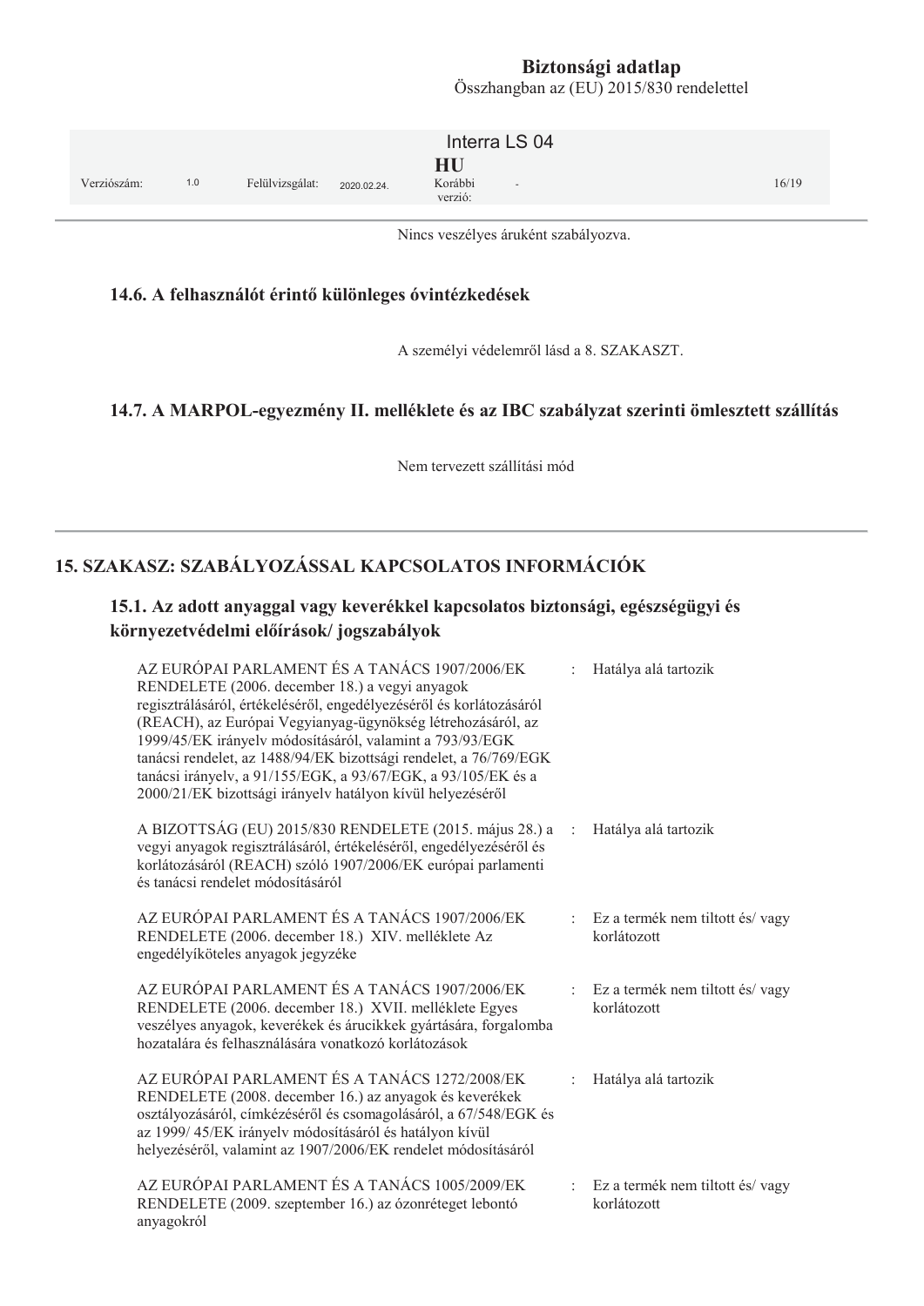Nincs veszélyes áruként szabályozva.

### 14.6. A felhasználót érintő különleges óvintézkedések

A személyi védelemről lásd a 8. SZAKASZT.

### 14.7. A MARPOL-egyezmény II. melléklete és az IBC szabályzat szerinti ömlesztett szállítás

Nem tervezett szállítási mód

## 15. SZAKASZ: SZABÁLYOZÁSSAL KAPCSOLATOS INFORMÁCIÓK

### 15.1. Az adott anyaggal vagy keverékkel kapcsolatos biztonsági, egészségügyi és környezetvédelmi előírások/ jogszabályok

| | | |
|---|---|---|
| AZ EURÓPAI PARLAMENT ÉS A TANÁCS 1907/2006/EK RENDELETE (2006. december 18.) a vegyi anyagok regisztrálásáról, értékeléséről, engedélyezéséről és korlátozásáról (REACH), az Európai Vegyianyag-ügynökség létrehozásáról, az 1999/45/EK irányelv módosításáról, valamint a 793/93/EGK tanácsi rendelet, az 1488/94/EK bizottsági rendelet, a 76/769/EGK tanácsi irányelv, a 91/155/EGK, a 93/67/EGK, a 93/105/EK és a 2000/21/EK bizottsági irányelv hatályon kívül helyezéséről | : | Hatálya alá tartozik |
| A BIZOTTSÁG (EU) 2015/830 RENDELETE (2015. május 28.) a vegyi anyagok regisztrálásáról, értékeléséről, engedélyezéséről és korlátozásáról (REACH) szóló 1907/2006/EK európai parlamenti és tanácsi rendelet módosításáról | : | Hatálya alá tartozik |
| AZ EURÓPAI PARLAMENT ÉS A TANÁCS 1907/2006/EK RENDELETE (2006. december 18.) XIV. melléklete Az engedélyköteles anyagok jegyzéke | : | Ez a termék nem tiltott és/ vagy korlátozott |
| AZ EURÓPAI PARLAMENT ÉS A TANÁCS 1907/2006/EK RENDELETE (2006. december 18.) XVII. melléklete Egyes veszélyes anyagok, keverékek és árucikkek gyártására, forgalomba hozatalára és felhasználására vonatkozó korlátozások | : | Ez a termék nem tiltott és/ vagy korlátozott |
| AZ EURÓPAI PARLAMENT ÉS A TANÁCS 1272/2008/EK RENDELETE (2008. december 16.) az anyagok és keverékek osztályozásáról, címkézéséről és csomagolásáról, a 67/548/EGK és az 1999/ 45/EK irányelv módosításáról és hatályon kívül helyezéséről, valamint az 1907/2006/EK rendelet módosításáról | : | Hatálya alá tartozik |
| AZ EURÓPAI PARLAMENT ÉS A TANÁCS 1005/2009/EK RENDELETE (2009. szeptember 16.) az ózonréteget lebontó anyagokról | : | Ez a termék nem tiltott és/ vagy korlátozott |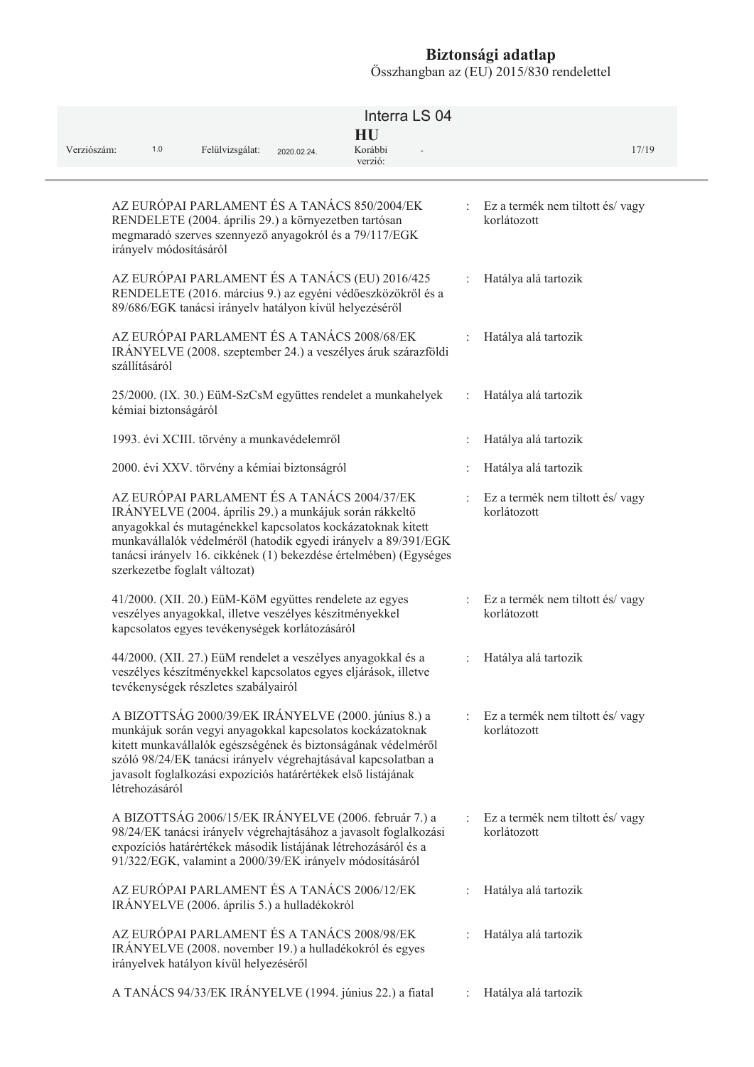| | | |
|---|---|---|
| AZ EURÓPAI PARLAMENT ÉS A TANÁCS 850/2004/EK RENDELETE (2004. április 29.) a környezetben tartósan megmaradó szerves szennyező anyagokról és a 79/117/EGK irányelv módosításáról | : | Ez a termék nem tiltott és/ vagy korlátozott |
| AZ EURÓPAI PARLAMENT ÉS A TANÁCS (EU) 2016/425 RENDELETE (2016. március 9.) az egyéni védőeszközökről és a 89/686/EGK tanácsi irányelv hatályon kívül helyezéséről | : | Hatálya alá tartozik |
| AZ EURÓPAI PARLAMENT ÉS A TANÁCS 2008/68/EK IRÁNYELVE (2008. szeptember 24.) a veszélyes áruk szárazföldi szállításáról | : | Hatálya alá tartozik |
| 25/2000. (IX. 30.) EüM-SzCsM együttes rendelet a munkahelyek kémiai biztonságáról | : | Hatálya alá tartozik |
| 1993. évi XCIII. törvény a munkavédelemről | : | Hatálya alá tartozik |
| 2000. évi XXV. törvény a kémiai biztonságról | : | Hatálya alá tartozik |
| AZ EURÓPAI PARLAMENT ÉS A TANÁCS 2004/37/EK IRÁNYELVE (2004. április 29.) a munkájuk során rákkeltő anyagokkal és mutagénekkel kapcsolatos kockázatoknak kitett munkavállalók védelméről (hatodik egyedi irányelv a 89/391/EGK tanácsi irányelv 16. cikkének (1) bekezdése értelmében) (Egységes szerkezetbe foglalt változat) | : | Ez a termék nem tiltott és/ vagy korlátozott |
| 41/2000. (XII. 20.) EüM-KöM együttes rendelete az egyes veszélyes anyagokkal, illetve veszélyes készítményekkel kapcsolatos egyes tevékenységek korlátozásáról | : | Ez a termék nem tiltott és/ vagy korlátozott |
| 44/2000. (XII. 27.) EüM rendelet a veszélyes anyagokkal és a veszélyes készítményekkel kapcsolatos egyes eljárások, illetve tevékenységek részletes szabályairól | : | Hatálya alá tartozik |
| A BIZOTTSÁG 2000/39/EK IRÁNYELVE (2000. június 8.) a munkájuk során vegyi anyagokkal kapcsolatos kockázatoknak kitett munkavállalók egészségének és biztonságának védelméről szóló 98/24/EK tanácsi irányelv végrehajtásával kapcsolatban a javasolt foglalkozási expozíciós határértékek első listájának létrehozásáról | : | Ez a termék nem tiltott és/ vagy korlátozott |
| A BIZOTTSÁG 2006/15/EK IRÁNYELVE (2006. február 7.) a 98/24/EK tanácsi irányelv végrehajtásához a javasolt foglalkozási expozíciós határértékek második listájának létrehozásáról és a 91/322/EGK, valamint a 2000/39/EK irányelv módosításáról | : | Ez a termék nem tiltott és/ vagy korlátozott |
| AZ EURÓPAI PARLAMENT ÉS A TANÁCS 2006/12/EK IRÁNYELVE (2006. április 5.) a hulladékokról | : | Hatálya alá tartozik |
| AZ EURÓPAI PARLAMENT ÉS A TANÁCS 2008/98/EK IRÁNYELVE (2008. november 19.) a hulladékokról és egyes irányelvek hatályon kívül helyezéséről | : | Hatálya alá tartozik |
| A TANÁCS 94/33/EK IRÁNYELVE (1994. június 22.) a fiatal | : | Hatálya alá tartozik |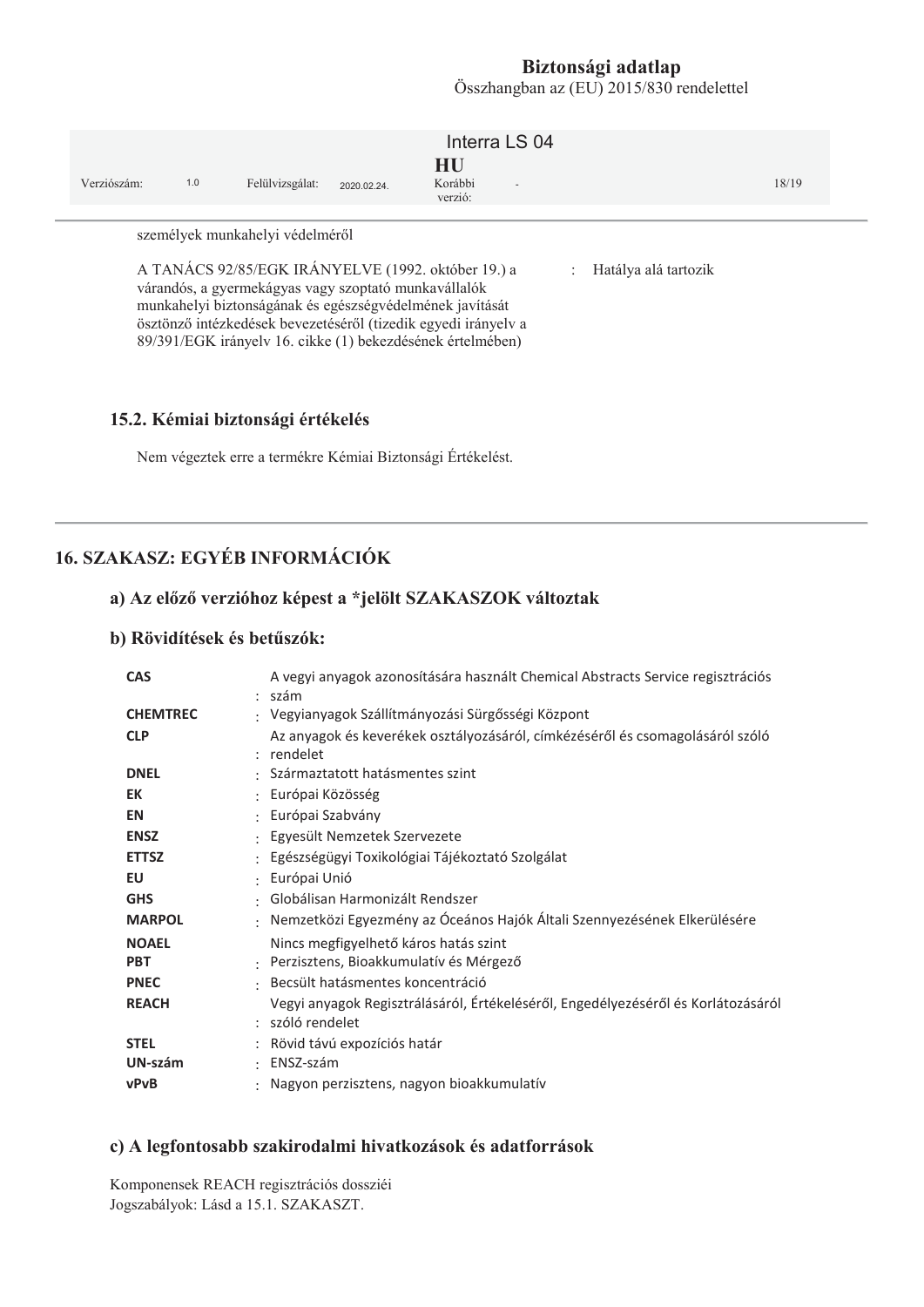személyek munkahelyi védelméről

| | |
|---|---|
| A TANÁCS 92/85/EGK IRÁNYELVE (1992. október 19.) a várandós, a gyermekágyas vagy szoptató munkavállalók munkahelyi biztonságának és egészségvédelmének javítását ösztönző intézkedések bevezetéséről (tizedik egyedi irányelv a 89/391/EGK irányelv 16. cikke (1) bekezdésének értelmében) | : Hatálya alá tartozik |

### 15.2. Kémiai biztonsági értékelés

Nem végeztek erre a termékre Kémiai Biztonsági Értékelést.

## 16. SZAKASZ: EGYÉB INFORMÁCIÓK

### a) Az előző verzióhoz képest a *jelölt SZAKASZOK változtak

### b) Rövidítések és betűszók:

| | |
|---|---|
| **CAS** | : A vegyi anyagok azonosítására használt Chemical Abstracts Service regisztrációs szám |
| **CHEMTREC** | : Vegyianyagok Szállítmányozási Sürgősségi Központ |
| **CLP** | : Az anyagok és keverékek osztályozásáról, címkézéséről és csomagolásáról szóló rendelet |
| **DNEL** | : Származtatott hatásmentes szint |
| **EK** | : Európai Közösség |
| **EN** | : Európai Szabvány |
| **ENSZ** | : Egyesült Nemzetek Szervezete |
| **ETTSZ** | : Egészségügyi Toxikológiai Tájékoztató Szolgálat |
| **EU** | : Európai Unió |
| **GHS** | : Globálisan Harmonizált Rendszer |
| **MARPOL** | : Nemzetközi Egyezmény az Óceános Hajók Általi Szennyezésének Elkerülésére |
| **NOAEL** | Nincs megfigyelhető káros hatás szint |
| **PBT** | : Perzisztens, Bioakkumulatív és Mérgező |
| **PNEC** | : Becsült hatásmentes koncentráció |
| **REACH** | : Vegyi anyagok Regisztrálásáról, Értékeléséről, Engedélyezéséről és Korlátozásáról szóló rendelet |
| **STEL** | : Rövid távú expozíciós határ |
| **UN-szám** | : ENSZ-szám |
| **vPvB** | : Nagyon perzisztens, nagyon bioakkumulatív |

### c) A legfontosabb szakirodalmi hivatkozások és adatforrások

Komponensek REACH regisztrációs dossziéi
Jogszabályok: Lásd a 15.1. SZAKASZT.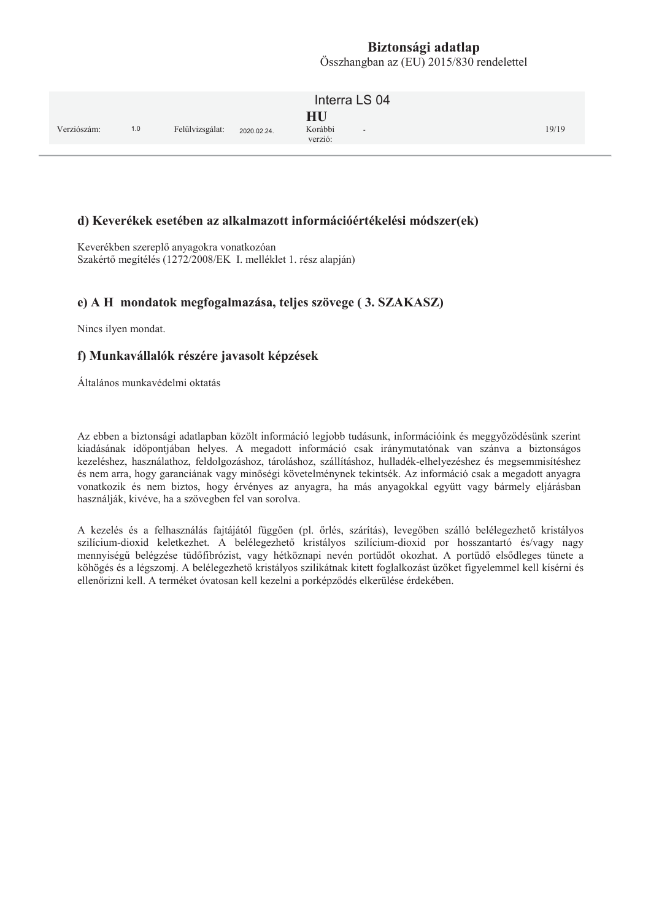### d) Keverékek esetében az alkalmazott információértékelési módszer(ek)

Keverékben szereplő anyagokra vonatkozóan
Szakértő megítélés (1272/2008/EK I. melléklet 1. rész alapján)

### e) A H mondatok megfogalmazása, teljes szövege ( 3. SZAKASZ)

Nincs ilyen mondat.

### f) Munkavállalók részére javasolt képzések

Általános munkavédelmi oktatás

Az ebben a biztonsági adatlapban közölt információ legjobb tudásunk, információink és meggyőződésünk szerint kiadásának időpontjában helyes. A megadott információ csak iránymutatónak van szánva a biztonságos kezeléshez, használathoz, feldolgozáshoz, tároláshoz, szállításhoz, hulladék-elhelyezéshez és megsemmisítéshez és nem arra, hogy garanciának vagy minőségi követelménynek tekintsék. Az információ csak a megadott anyagra vonatkozik és nem biztos, hogy érvényes az anyagra, ha más anyagokkal együtt vagy bármely eljárásban használják, kivéve, ha a szövegben fel van sorolva.

A kezelés és a felhasználás fajtájától függően (pl. őrlés, szárítás), levegőben szálló belélegezhető kristályos szilícium-dioxid keletkezhet. A belélegezhető kristályos szilícium-dioxid por hosszantartó és/vagy nagy mennyiségű belégzése tüdőfibrózist, vagy hétköznapi nevén portüdőt okozhat. A portüdő elsődleges tünete a köhögés és a légszomj. A belélegezhető kristályos szilikátnak kitett foglalkozást űzőket figyelemmel kell kísérni és ellenőrizni kell. A terméket óvatosan kell kezelni a porképződés elkerülése érdekében.